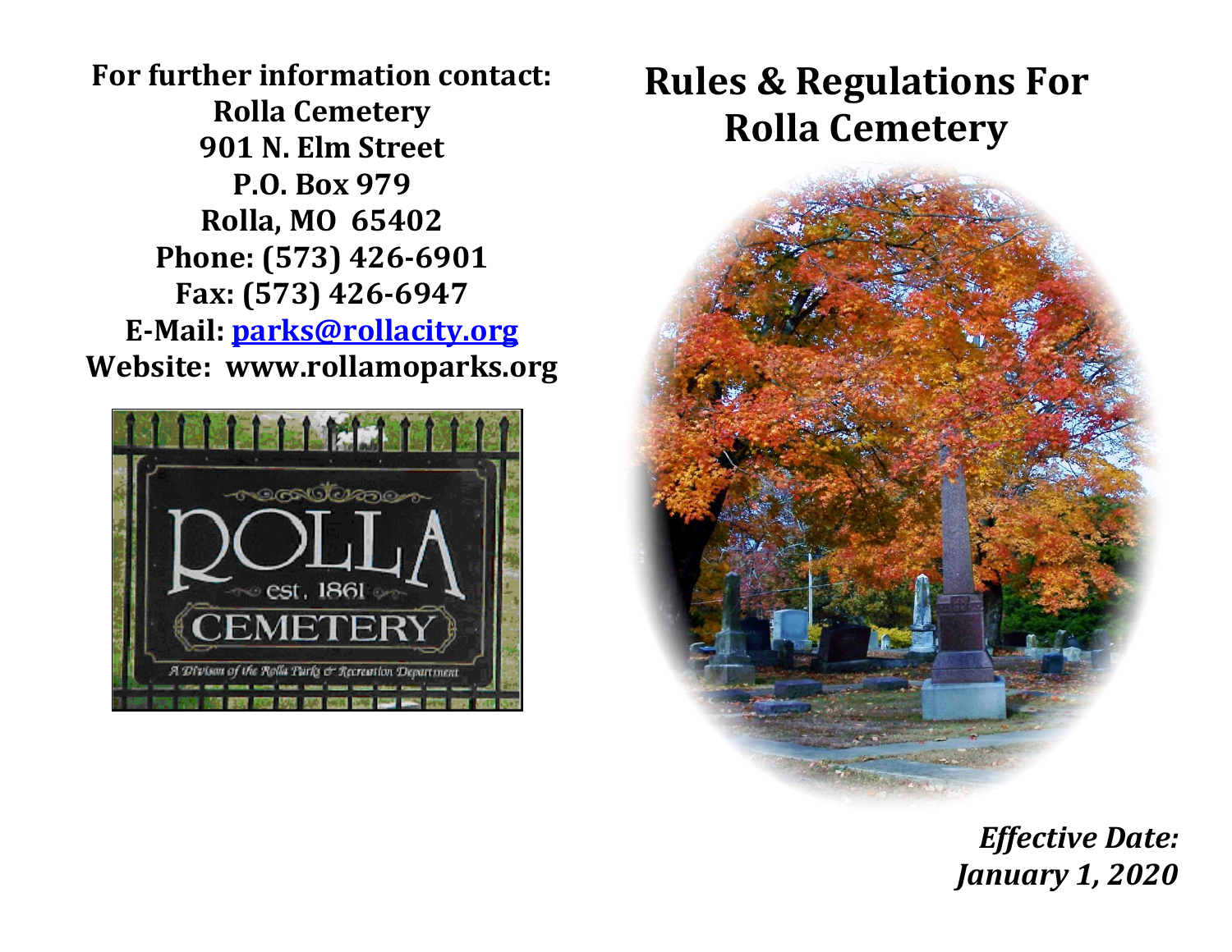**For further information contact:**
**Rolla Cemetery**
**901 N. Elm Street**
**P.O. Box 979**
**Rolla, MO 65402**
**Phone: (573) 426-6901**
**Fax: (573) 426-6947**
**E-Mail: parks@rollacity.org**
**Website: www.rollamoparks.org**

# Rules & Regulations For Rolla Cemetery

***Effective Date:***
***January 1, 2020***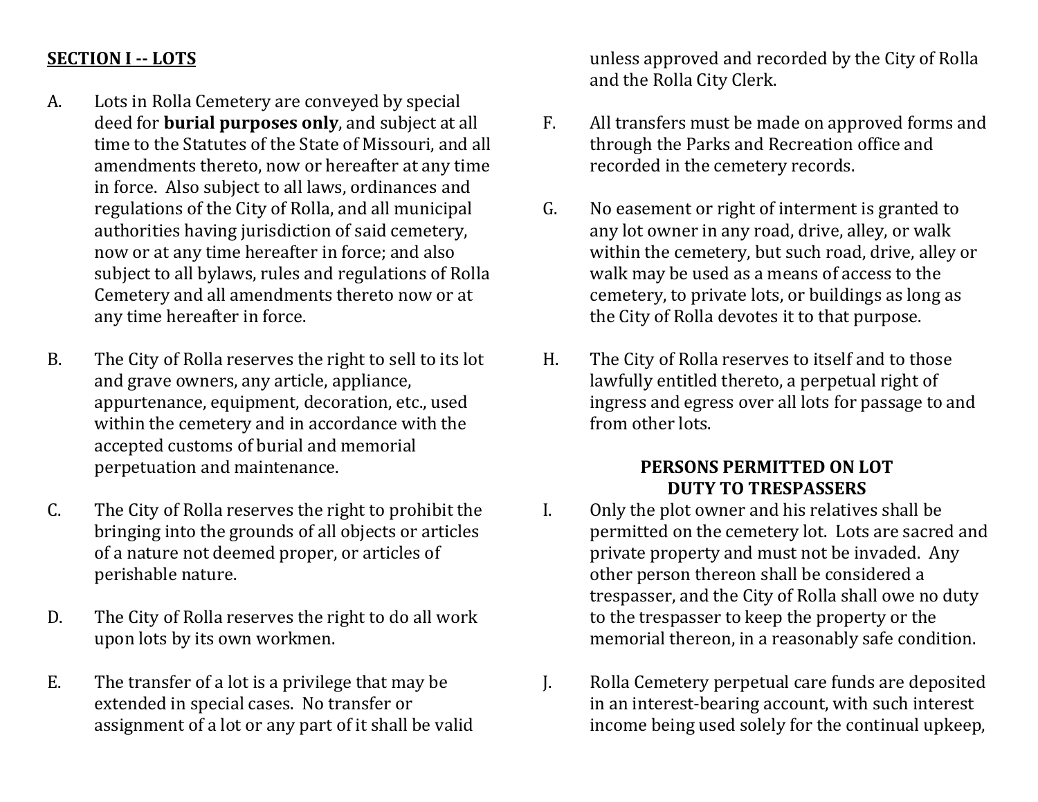## **SECTION I -- LOTS**

A. Lots in Rolla Cemetery are conveyed by special deed for **burial purposes only**, and subject at all time to the Statutes of the State of Missouri, and all amendments thereto, now or hereafter at any time in force. Also subject to all laws, ordinances and regulations of the City of Rolla, and all municipal authorities having jurisdiction of said cemetery, now or at any time hereafter in force; and also subject to all bylaws, rules and regulations of Rolla Cemetery and all amendments thereto now or at any time hereafter in force.

B. The City of Rolla reserves the right to sell to its lot and grave owners, any article, appliance, appurtenance, equipment, decoration, etc., used within the cemetery and in accordance with the accepted customs of burial and memorial perpetuation and maintenance.

C. The City of Rolla reserves the right to prohibit the bringing into the grounds of all objects or articles of a nature not deemed proper, or articles of perishable nature.

D. The City of Rolla reserves the right to do all work upon lots by its own workmen.

E. The transfer of a lot is a privilege that may be extended in special cases. No transfer or assignment of a lot or any part of it shall be valid unless approved and recorded by the City of Rolla and the Rolla City Clerk.

F. All transfers must be made on approved forms and through the Parks and Recreation office and recorded in the cemetery records.

G. No easement or right of interment is granted to any lot owner in any road, drive, alley, or walk within the cemetery, but such road, drive, alley or walk may be used as a means of access to the cemetery, to private lots, or buildings as long as the City of Rolla devotes it to that purpose.

H. The City of Rolla reserves to itself and to those lawfully entitled thereto, a perpetual right of ingress and egress over all lots for passage to and from other lots.

### PERSONS PERMITTED ON LOT
### DUTY TO TRESPASSERS

I. Only the plot owner and his relatives shall be permitted on the cemetery lot. Lots are sacred and private property and must not be invaded. Any other person thereon shall be considered a trespasser, and the City of Rolla shall owe no duty to the trespasser to keep the property or the memorial thereon, in a reasonably safe condition.

J. Rolla Cemetery perpetual care funds are deposited in an interest-bearing account, with such interest income being used solely for the continual upkeep,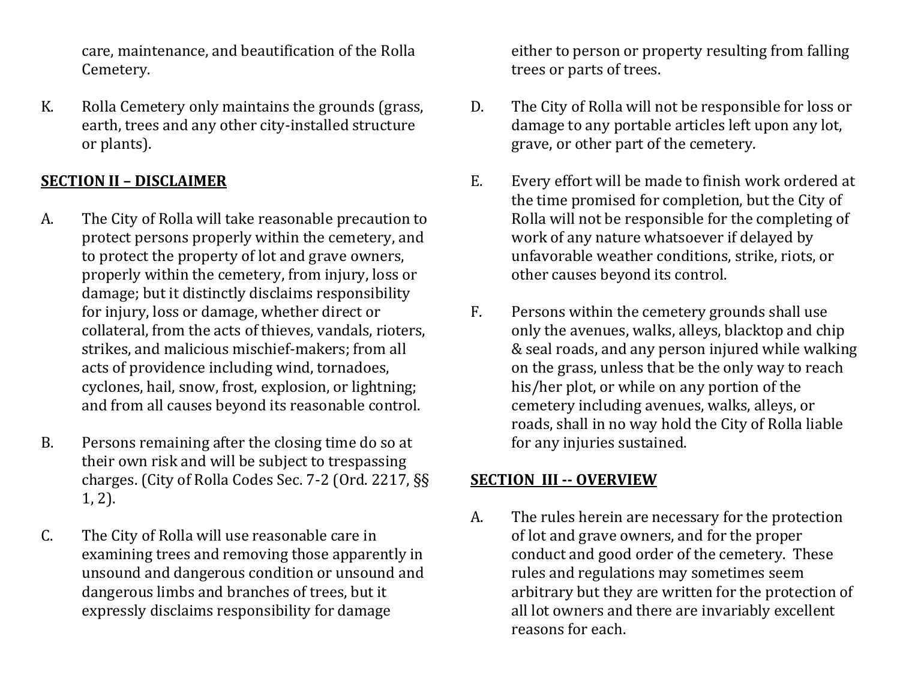care, maintenance, and beautification of the Rolla Cemetery.

K. Rolla Cemetery only maintains the grounds (grass, earth, trees and any other city-installed structure or plants).

**SECTION II – DISCLAIMER**

A. The City of Rolla will take reasonable precaution to protect persons properly within the cemetery, and to protect the property of lot and grave owners, properly within the cemetery, from injury, loss or damage; but it distinctly disclaims responsibility for injury, loss or damage, whether direct or collateral, from the acts of thieves, vandals, rioters, strikes, and malicious mischief-makers; from all acts of providence including wind, tornadoes, cyclones, hail, snow, frost, explosion, or lightning; and from all causes beyond its reasonable control.

B. Persons remaining after the closing time do so at their own risk and will be subject to trespassing charges. (City of Rolla Codes Sec. 7-2 (Ord. 2217, §§ 1, 2).

C. The City of Rolla will use reasonable care in examining trees and removing those apparently in unsound and dangerous condition or unsound and dangerous limbs and branches of trees, but it expressly disclaims responsibility for damage either to person or property resulting from falling trees or parts of trees.

D. The City of Rolla will not be responsible for loss or damage to any portable articles left upon any lot, grave, or other part of the cemetery.

E. Every effort will be made to finish work ordered at the time promised for completion, but the City of Rolla will not be responsible for the completing of work of any nature whatsoever if delayed by unfavorable weather conditions, strike, riots, or other causes beyond its control.

F. Persons within the cemetery grounds shall use only the avenues, walks, alleys, blacktop and chip & seal roads, and any person injured while walking on the grass, unless that be the only way to reach his/her plot, or while on any portion of the cemetery including avenues, walks, alleys, or roads, shall in no way hold the City of Rolla liable for any injuries sustained.

**SECTION III -- OVERVIEW**

A. The rules herein are necessary for the protection of lot and grave owners, and for the proper conduct and good order of the cemetery. These rules and regulations may sometimes seem arbitrary but they are written for the protection of all lot owners and there are invariably excellent reasons for each.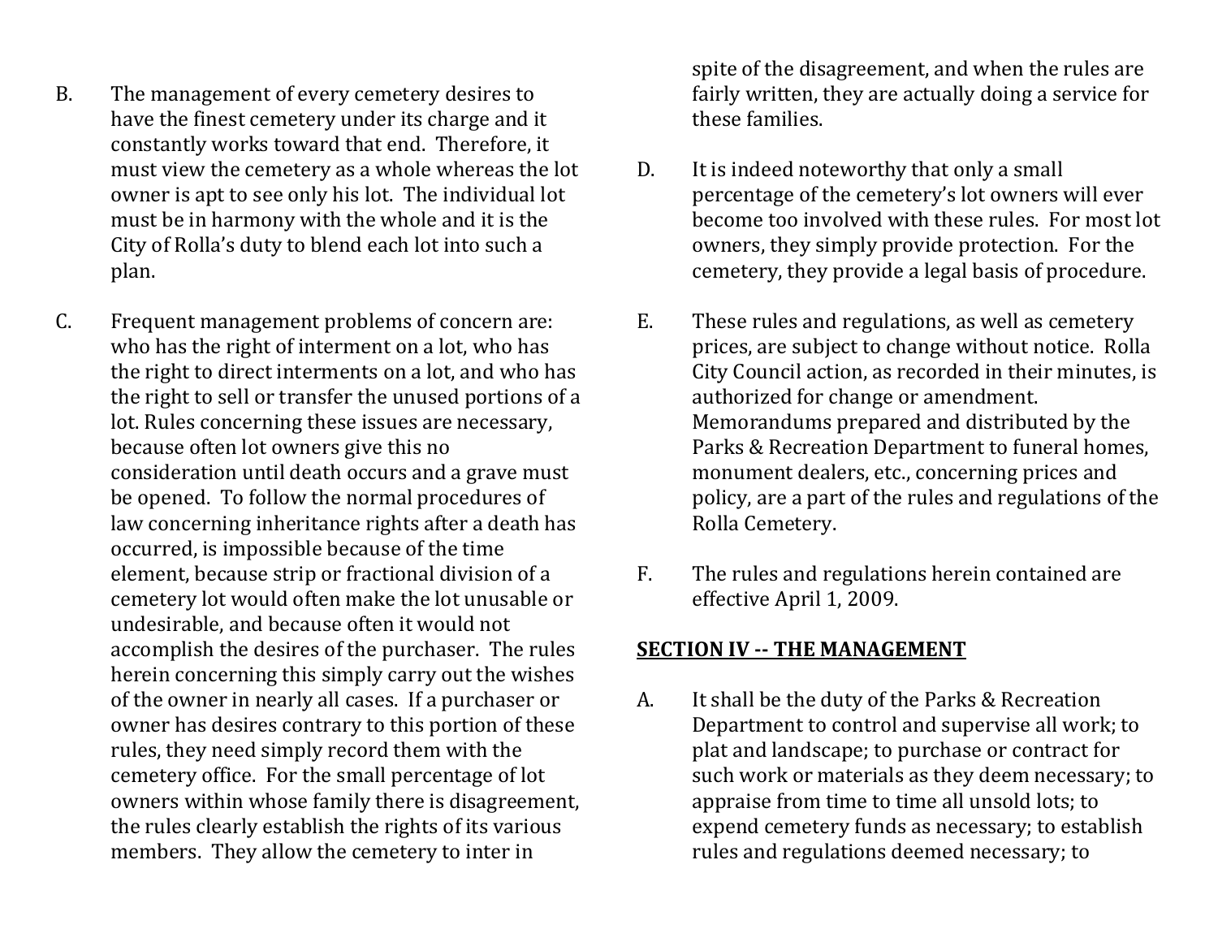B. The management of every cemetery desires to have the finest cemetery under its charge and it constantly works toward that end. Therefore, it must view the cemetery as a whole whereas the lot owner is apt to see only his lot. The individual lot must be in harmony with the whole and it is the City of Rolla's duty to blend each lot into such a plan.

C. Frequent management problems of concern are: who has the right of interment on a lot, who has the right to direct interments on a lot, and who has the right to sell or transfer the unused portions of a lot. Rules concerning these issues are necessary, because often lot owners give this no consideration until death occurs and a grave must be opened. To follow the normal procedures of law concerning inheritance rights after a death has occurred, is impossible because of the time element, because strip or fractional division of a cemetery lot would often make the lot unusable or undesirable, and because often it would not accomplish the desires of the purchaser. The rules herein concerning this simply carry out the wishes of the owner in nearly all cases. If a purchaser or owner has desires contrary to this portion of these rules, they need simply record them with the cemetery office. For the small percentage of lot owners within whose family there is disagreement, the rules clearly establish the rights of its various members. They allow the cemetery to inter in spite of the disagreement, and when the rules are fairly written, they are actually doing a service for these families.

D. It is indeed noteworthy that only a small percentage of the cemetery's lot owners will ever become too involved with these rules. For most lot owners, they simply provide protection. For the cemetery, they provide a legal basis of procedure.

E. These rules and regulations, as well as cemetery prices, are subject to change without notice. Rolla City Council action, as recorded in their minutes, is authorized for change or amendment. Memorandums prepared and distributed by the Parks & Recreation Department to funeral homes, monument dealers, etc., concerning prices and policy, are a part of the rules and regulations of the Rolla Cemetery.

F. The rules and regulations herein contained are effective April 1, 2009.

## SECTION IV -- THE MANAGEMENT

A. It shall be the duty of the Parks & Recreation Department to control and supervise all work; to plat and landscape; to purchase or contract for such work or materials as they deem necessary; to appraise from time to time all unsold lots; to expend cemetery funds as necessary; to establish rules and regulations deemed necessary; to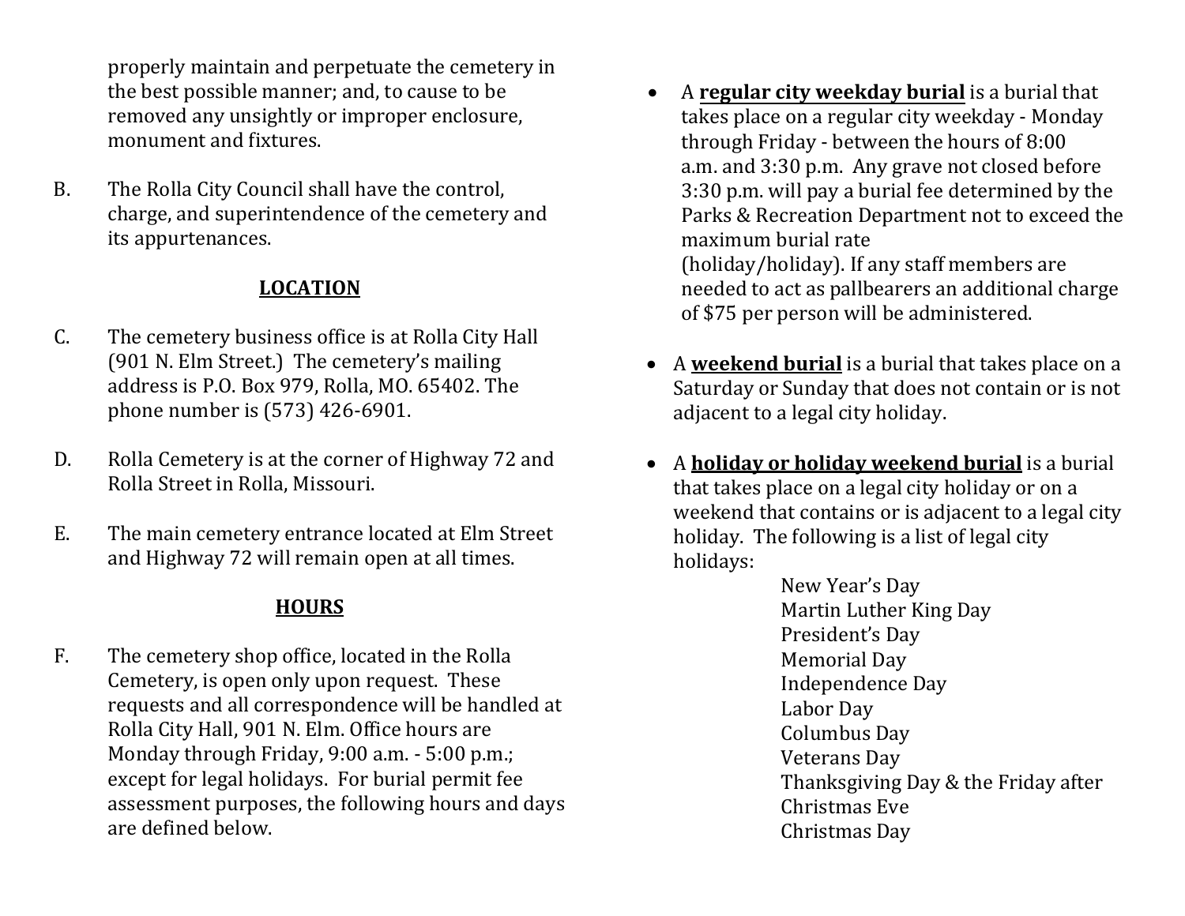properly maintain and perpetuate the cemetery in the best possible manner; and, to cause to be removed any unsightly or improper enclosure, monument and fixtures.

B. The Rolla City Council shall have the control, charge, and superintendence of the cemetery and its appurtenances.

## LOCATION

C. The cemetery business office is at Rolla City Hall (901 N. Elm Street.) The cemetery's mailing address is P.O. Box 979, Rolla, MO. 65402. The phone number is (573) 426-6901.

D. Rolla Cemetery is at the corner of Highway 72 and Rolla Street in Rolla, Missouri.

E. The main cemetery entrance located at Elm Street and Highway 72 will remain open at all times.

## HOURS

F. The cemetery shop office, located in the Rolla Cemetery, is open only upon request. These requests and all correspondence will be handled at Rolla City Hall, 901 N. Elm. Office hours are Monday through Friday, 9:00 a.m. - 5:00 p.m.; except for legal holidays. For burial permit fee assessment purposes, the following hours and days are defined below.

- A **regular city weekday burial** is a burial that takes place on a regular city weekday - Monday through Friday - between the hours of 8:00 a.m. and 3:30 p.m. Any grave not closed before 3:30 p.m. will pay a burial fee determined by the Parks & Recreation Department not to exceed the maximum burial rate (holiday/holiday). If any staff members are needed to act as pallbearers an additional charge of $75 per person will be administered.

- A **weekend burial** is a burial that takes place on a Saturday or Sunday that does not contain or is not adjacent to a legal city holiday.

- A **holiday or holiday weekend burial** is a burial that takes place on a legal city holiday or on a weekend that contains or is adjacent to a legal city holiday. The following is a list of legal city holidays:

  New Year's Day
  Martin Luther King Day
  President's Day
  Memorial Day
  Independence Day
  Labor Day
  Columbus Day
  Veterans Day
  Thanksgiving Day & the Friday after
  Christmas Eve
  Christmas Day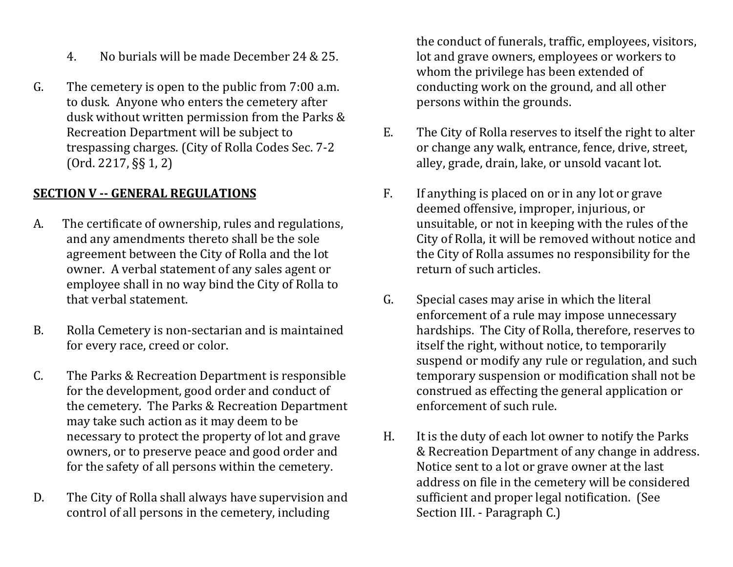4. No burials will be made December 24 & 25.

G. The cemetery is open to the public from 7:00 a.m. to dusk. Anyone who enters the cemetery after dusk without written permission from the Parks & Recreation Department will be subject to trespassing charges. (City of Rolla Codes Sec. 7-2 (Ord. 2217, §§ 1, 2)

**SECTION V -- GENERAL REGULATIONS**

A. The certificate of ownership, rules and regulations, and any amendments thereto shall be the sole agreement between the City of Rolla and the lot owner. A verbal statement of any sales agent or employee shall in no way bind the City of Rolla to that verbal statement.

B. Rolla Cemetery is non-sectarian and is maintained for every race, creed or color.

C. The Parks & Recreation Department is responsible for the development, good order and conduct of the cemetery. The Parks & Recreation Department may take such action as it may deem to be necessary to protect the property of lot and grave owners, or to preserve peace and good order and for the safety of all persons within the cemetery.

D. The City of Rolla shall always have supervision and control of all persons in the cemetery, including the conduct of funerals, traffic, employees, visitors, lot and grave owners, employees or workers to whom the privilege has been extended of conducting work on the ground, and all other persons within the grounds.

E. The City of Rolla reserves to itself the right to alter or change any walk, entrance, fence, drive, street, alley, grade, drain, lake, or unsold vacant lot.

F. If anything is placed on or in any lot or grave deemed offensive, improper, injurious, or unsuitable, or not in keeping with the rules of the City of Rolla, it will be removed without notice and the City of Rolla assumes no responsibility for the return of such articles.

G. Special cases may arise in which the literal enforcement of a rule may impose unnecessary hardships. The City of Rolla, therefore, reserves to itself the right, without notice, to temporarily suspend or modify any rule or regulation, and such temporary suspension or modification shall not be construed as effecting the general application or enforcement of such rule.

H. It is the duty of each lot owner to notify the Parks & Recreation Department of any change in address. Notice sent to a lot or grave owner at the last address on file in the cemetery will be considered sufficient and proper legal notification. (See Section III. - Paragraph C.)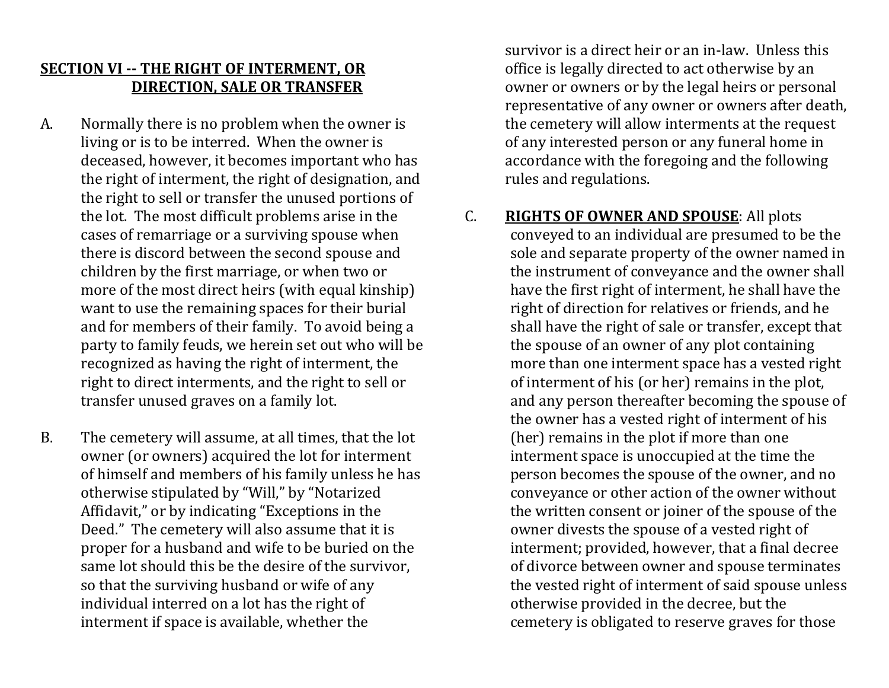## SECTION VI -- THE RIGHT OF INTERMENT, OR DIRECTION, SALE OR TRANSFER

A. Normally there is no problem when the owner is living or is to be interred. When the owner is deceased, however, it becomes important who has the right of interment, the right of designation, and the right to sell or transfer the unused portions of the lot. The most difficult problems arise in the cases of remarriage or a surviving spouse when there is discord between the second spouse and children by the first marriage, or when two or more of the most direct heirs (with equal kinship) want to use the remaining spaces for their burial and for members of their family. To avoid being a party to family feuds, we herein set out who will be recognized as having the right of interment, the right to direct interments, and the right to sell or transfer unused graves on a family lot.

B. The cemetery will assume, at all times, that the lot owner (or owners) acquired the lot for interment of himself and members of his family unless he has otherwise stipulated by "Will," by "Notarized Affidavit," or by indicating "Exceptions in the Deed." The cemetery will also assume that it is proper for a husband and wife to be buried on the same lot should this be the desire of the survivor, so that the surviving husband or wife of any individual interred on a lot has the right of interment if space is available, whether the survivor is a direct heir or an in-law. Unless this office is legally directed to act otherwise by an owner or owners or by the legal heirs or personal representative of any owner or owners after death, the cemetery will allow interments at the request of any interested person or any funeral home in accordance with the foregoing and the following rules and regulations.

C. **RIGHTS OF OWNER AND SPOUSE**: All plots conveyed to an individual are presumed to be the sole and separate property of the owner named in the instrument of conveyance and the owner shall have the first right of interment, he shall have the right of direction for relatives or friends, and he shall have the right of sale or transfer, except that the spouse of an owner of any plot containing more than one interment space has a vested right of interment of his (or her) remains in the plot, and any person thereafter becoming the spouse of the owner has a vested right of interment of his (her) remains in the plot if more than one interment space is unoccupied at the time the person becomes the spouse of the owner, and no conveyance or other action of the owner without the written consent or joiner of the spouse of the owner divests the spouse of a vested right of interment; provided, however, that a final decree of divorce between owner and spouse terminates the vested right of interment of said spouse unless otherwise provided in the decree, but the cemetery is obligated to reserve graves for those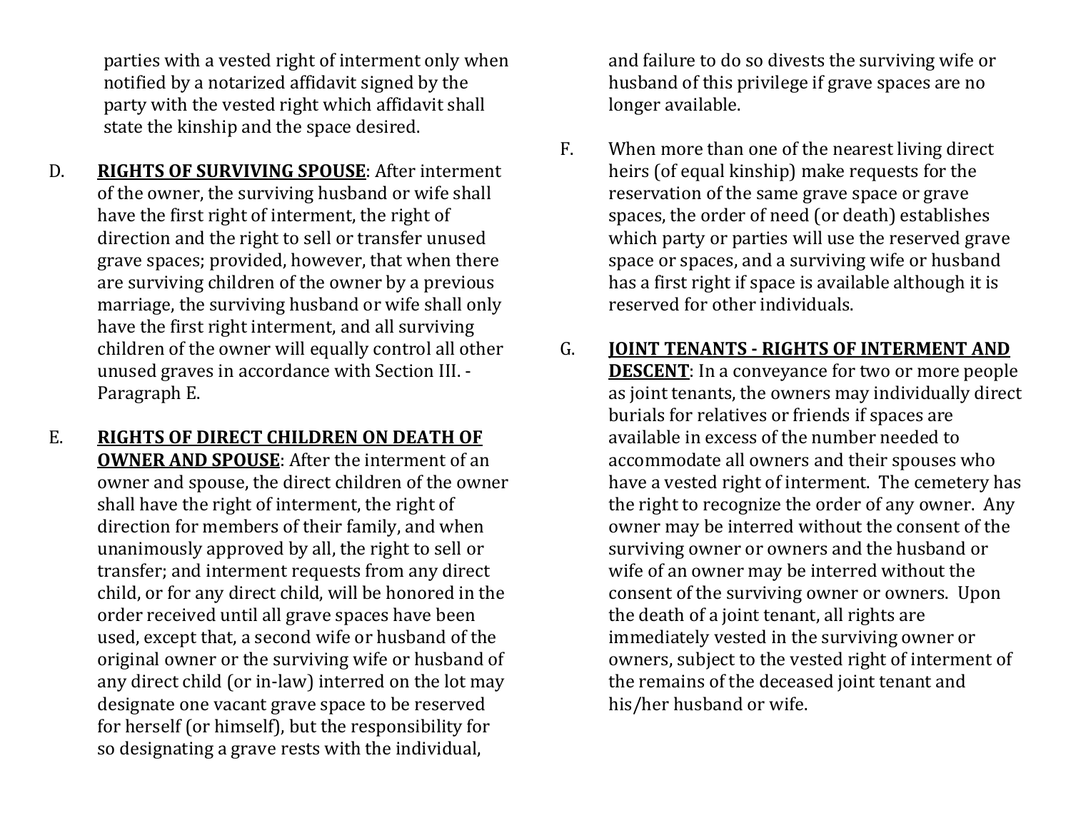parties with a vested right of interment only when notified by a notarized affidavit signed by the party with the vested right which affidavit shall state the kinship and the space desired.

D. **RIGHTS OF SURVIVING SPOUSE**: After interment of the owner, the surviving husband or wife shall have the first right of interment, the right of direction and the right to sell or transfer unused grave spaces; provided, however, that when there are surviving children of the owner by a previous marriage, the surviving husband or wife shall only have the first right interment, and all surviving children of the owner will equally control all other unused graves in accordance with Section III. - Paragraph E.

E. **RIGHTS OF DIRECT CHILDREN ON DEATH OF OWNER AND SPOUSE**: After the interment of an owner and spouse, the direct children of the owner shall have the right of interment, the right of direction for members of their family, and when unanimously approved by all, the right to sell or transfer; and interment requests from any direct child, or for any direct child, will be honored in the order received until all grave spaces have been used, except that, a second wife or husband of the original owner or the surviving wife or husband of any direct child (or in-law) interred on the lot may designate one vacant grave space to be reserved for herself (or himself), but the responsibility for so designating a grave rests with the individual, and failure to do so divests the surviving wife or husband of this privilege if grave spaces are no longer available.

F. When more than one of the nearest living direct heirs (of equal kinship) make requests for the reservation of the same grave space or grave spaces, the order of need (or death) establishes which party or parties will use the reserved grave space or spaces, and a surviving wife or husband has a first right if space is available although it is reserved for other individuals.

G. **JOINT TENANTS - RIGHTS OF INTERMENT AND DESCENT**: In a conveyance for two or more people as joint tenants, the owners may individually direct burials for relatives or friends if spaces are available in excess of the number needed to accommodate all owners and their spouses who have a vested right of interment. The cemetery has the right to recognize the order of any owner. Any owner may be interred without the consent of the surviving owner or owners and the husband or wife of an owner may be interred without the consent of the surviving owner or owners. Upon the death of a joint tenant, all rights are immediately vested in the surviving owner or owners, subject to the vested right of interment of the remains of the deceased joint tenant and his/her husband or wife.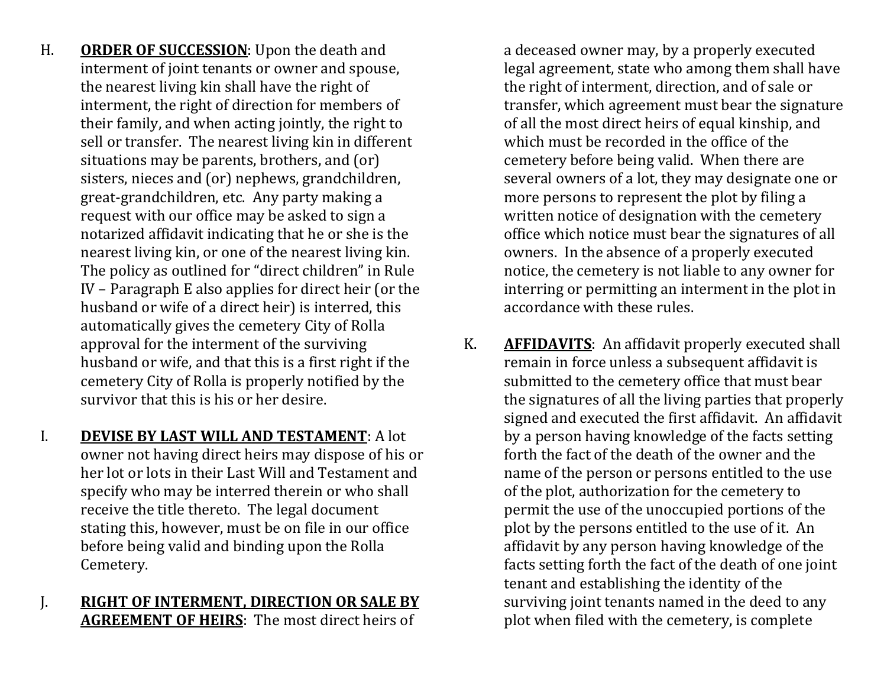H. **<u>ORDER OF SUCCESSION</u>**: Upon the death and interment of joint tenants or owner and spouse, the nearest living kin shall have the right of interment, the right of direction for members of their family, and when acting jointly, the right to sell or transfer. The nearest living kin in different situations may be parents, brothers, and (or) sisters, nieces and (or) nephews, grandchildren, great-grandchildren, etc. Any party making a request with our office may be asked to sign a notarized affidavit indicating that he or she is the nearest living kin, or one of the nearest living kin. The policy as outlined for "direct children" in Rule IV – Paragraph E also applies for direct heir (or the husband or wife of a direct heir) is interred, this automatically gives the cemetery City of Rolla approval for the interment of the surviving husband or wife, and that this is a first right if the cemetery City of Rolla is properly notified by the survivor that this is his or her desire.

I. **<u>DEVISE BY LAST WILL AND TESTAMENT</u>**: A lot owner not having direct heirs may dispose of his or her lot or lots in their Last Will and Testament and specify who may be interred therein or who shall receive the title thereto. The legal document stating this, however, must be on file in our office before being valid and binding upon the Rolla Cemetery.

J. **<u>RIGHT OF INTERMENT, DIRECTION OR SALE BY AGREEMENT OF HEIRS</u>**: The most direct heirs of a deceased owner may, by a properly executed legal agreement, state who among them shall have the right of interment, direction, and of sale or transfer, which agreement must bear the signature of all the most direct heirs of equal kinship, and which must be recorded in the office of the cemetery before being valid. When there are several owners of a lot, they may designate one or more persons to represent the plot by filing a written notice of designation with the cemetery office which notice must bear the signatures of all owners. In the absence of a properly executed notice, the cemetery is not liable to any owner for interring or permitting an interment in the plot in accordance with these rules.

K. **<u>AFFIDAVITS</u>**: An affidavit properly executed shall remain in force unless a subsequent affidavit is submitted to the cemetery office that must bear the signatures of all the living parties that properly signed and executed the first affidavit. An affidavit by a person having knowledge of the facts setting forth the fact of the death of the owner and the name of the person or persons entitled to the use of the plot, authorization for the cemetery to permit the use of the unoccupied portions of the plot by the persons entitled to the use of it. An affidavit by any person having knowledge of the facts setting forth the fact of the death of one joint tenant and establishing the identity of the surviving joint tenants named in the deed to any plot when filed with the cemetery, is complete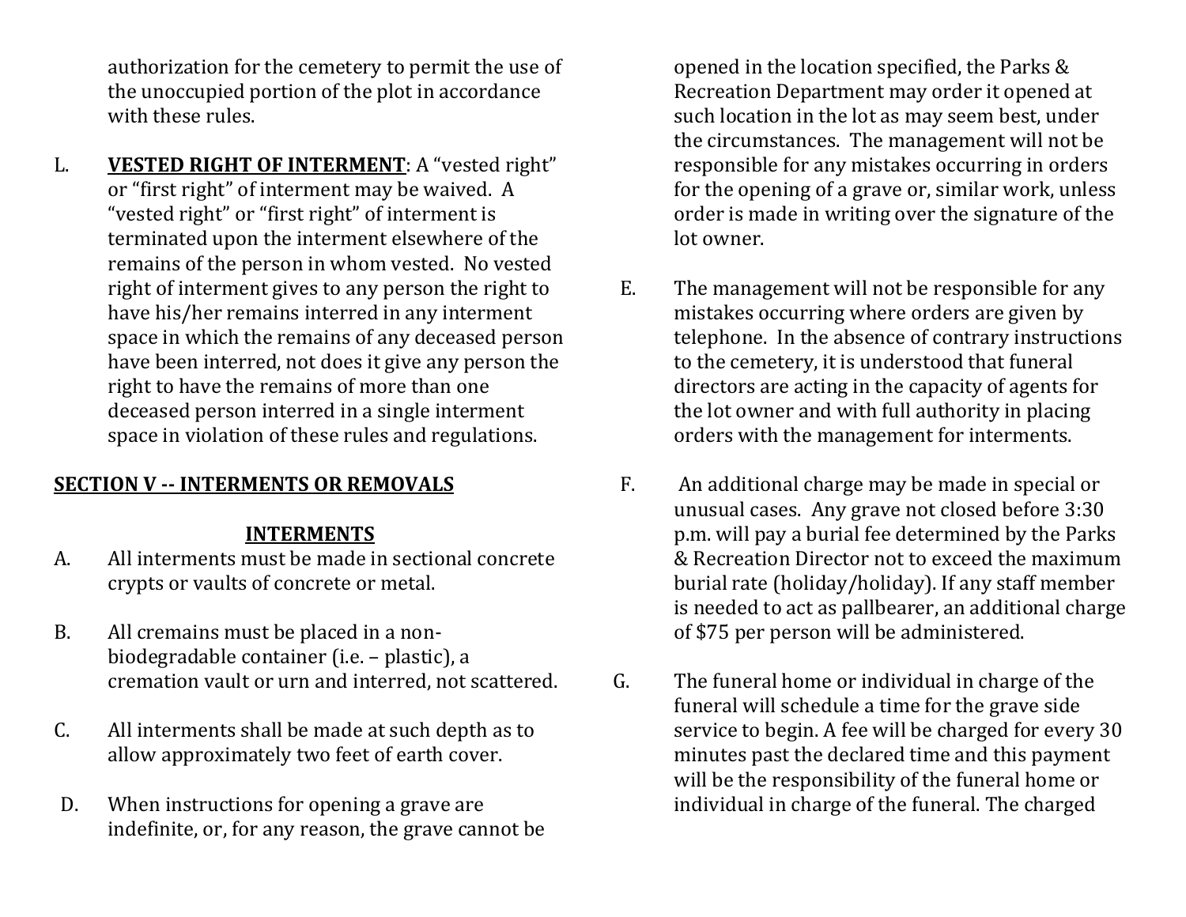authorization for the cemetery to permit the use of the unoccupied portion of the plot in accordance with these rules.

L. **VESTED RIGHT OF INTERMENT**: A "vested right" or "first right" of interment may be waived. A "vested right" or "first right" of interment is terminated upon the interment elsewhere of the remains of the person in whom vested. No vested right of interment gives to any person the right to have his/her remains interred in any interment space in which the remains of any deceased person have been interred, not does it give any person the right to have the remains of more than one deceased person interred in a single interment space in violation of these rules and regulations.

## SECTION V -- INTERMENTS OR REMOVALS

### INTERMENTS

A. All interments must be made in sectional concrete crypts or vaults of concrete or metal.

B. All cremains must be placed in a non-biodegradable container (i.e. – plastic), a cremation vault or urn and interred, not scattered.

C. All interments shall be made at such depth as to allow approximately two feet of earth cover.

D. When instructions for opening a grave are indefinite, or, for any reason, the grave cannot be opened in the location specified, the Parks & Recreation Department may order it opened at such location in the lot as may seem best, under the circumstances. The management will not be responsible for any mistakes occurring in orders for the opening of a grave or, similar work, unless order is made in writing over the signature of the lot owner.

E. The management will not be responsible for any mistakes occurring where orders are given by telephone. In the absence of contrary instructions to the cemetery, it is understood that funeral directors are acting in the capacity of agents for the lot owner and with full authority in placing orders with the management for interments.

F. An additional charge may be made in special or unusual cases. Any grave not closed before 3:30 p.m. will pay a burial fee determined by the Parks & Recreation Director not to exceed the maximum burial rate (holiday/holiday). If any staff member is needed to act as pallbearer, an additional charge of $75 per person will be administered.

G. The funeral home or individual in charge of the funeral will schedule a time for the grave side service to begin. A fee will be charged for every 30 minutes past the declared time and this payment will be the responsibility of the funeral home or individual in charge of the funeral. The charged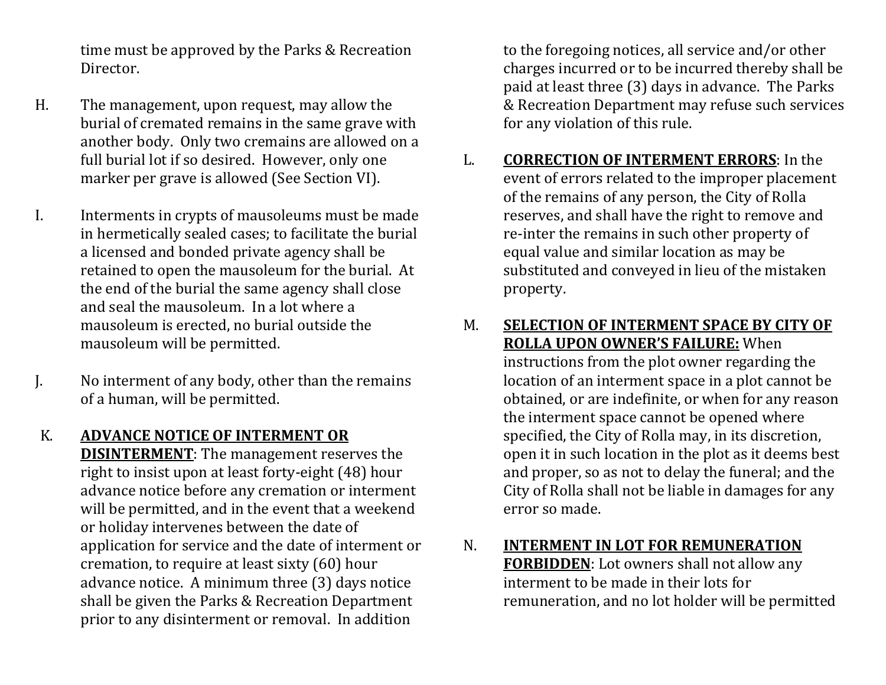time must be approved by the Parks & Recreation Director.

H. The management, upon request, may allow the burial of cremated remains in the same grave with another body. Only two cremains are allowed on a full burial lot if so desired. However, only one marker per grave is allowed (See Section VI).

I. Interments in crypts of mausoleums must be made in hermetically sealed cases; to facilitate the burial a licensed and bonded private agency shall be retained to open the mausoleum for the burial. At the end of the burial the same agency shall close and seal the mausoleum. In a lot where a mausoleum is erected, no burial outside the mausoleum will be permitted.

J. No interment of any body, other than the remains of a human, will be permitted.

K. **<u>ADVANCE NOTICE OF INTERMENT OR DISINTERMENT</u>**: The management reserves the right to insist upon at least forty-eight (48) hour advance notice before any cremation or interment will be permitted, and in the event that a weekend or holiday intervenes between the date of application for service and the date of interment or cremation, to require at least sixty (60) hour advance notice. A minimum three (3) days notice shall be given the Parks & Recreation Department prior to any disinterment or removal. In addition to the foregoing notices, all service and/or other charges incurred or to be incurred thereby shall be paid at least three (3) days in advance. The Parks & Recreation Department may refuse such services for any violation of this rule.

L. **<u>CORRECTION OF INTERMENT ERRORS</u>**: In the event of errors related to the improper placement of the remains of any person, the City of Rolla reserves, and shall have the right to remove and re-inter the remains in such other property of equal value and similar location as may be substituted and conveyed in lieu of the mistaken property.

M. **<u>SELECTION OF INTERMENT SPACE BY CITY OF ROLLA UPON OWNER'S FAILURE:</u>** When instructions from the plot owner regarding the location of an interment space in a plot cannot be obtained, or are indefinite, or when for any reason the interment space cannot be opened where specified, the City of Rolla may, in its discretion, open it in such location in the plot as it deems best and proper, so as not to delay the funeral; and the City of Rolla shall not be liable in damages for any error so made.

N. **<u>INTERMENT IN LOT FOR REMUNERATION FORBIDDEN</u>**: Lot owners shall not allow any interment to be made in their lots for remuneration, and no lot holder will be permitted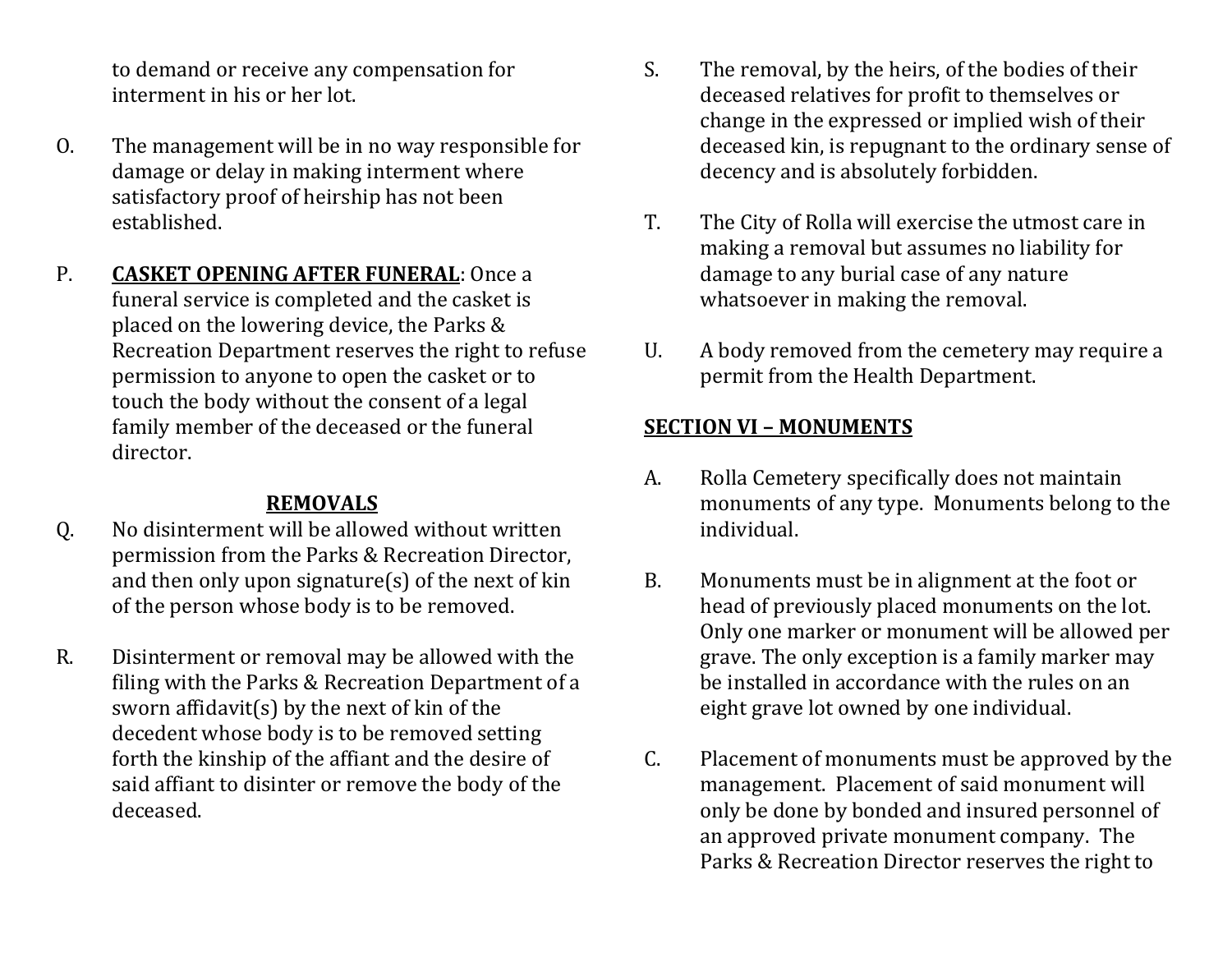to demand or receive any compensation for interment in his or her lot.

O. The management will be in no way responsible for damage or delay in making interment where satisfactory proof of heirship has not been established.

P. **CASKET OPENING AFTER FUNERAL**: Once a funeral service is completed and the casket is placed on the lowering device, the Parks & Recreation Department reserves the right to refuse permission to anyone to open the casket or to touch the body without the consent of a legal family member of the deceased or the funeral director.

**REMOVALS**

Q. No disinterment will be allowed without written permission from the Parks & Recreation Director, and then only upon signature(s) of the next of kin of the person whose body is to be removed.

R. Disinterment or removal may be allowed with the filing with the Parks & Recreation Department of a sworn affidavit(s) by the next of kin of the decedent whose body is to be removed setting forth the kinship of the affiant and the desire of said affiant to disinter or remove the body of the deceased.

S. The removal, by the heirs, of the bodies of their deceased relatives for profit to themselves or change in the expressed or implied wish of their deceased kin, is repugnant to the ordinary sense of decency and is absolutely forbidden.

T. The City of Rolla will exercise the utmost care in making a removal but assumes no liability for damage to any burial case of any nature whatsoever in making the removal.

U. A body removed from the cemetery may require a permit from the Health Department.

## SECTION VI – MONUMENTS

A. Rolla Cemetery specifically does not maintain monuments of any type. Monuments belong to the individual.

B. Monuments must be in alignment at the foot or head of previously placed monuments on the lot. Only one marker or monument will be allowed per grave. The only exception is a family marker may be installed in accordance with the rules on an eight grave lot owned by one individual.

C. Placement of monuments must be approved by the management. Placement of said monument will only be done by bonded and insured personnel of an approved private monument company. The Parks & Recreation Director reserves the right to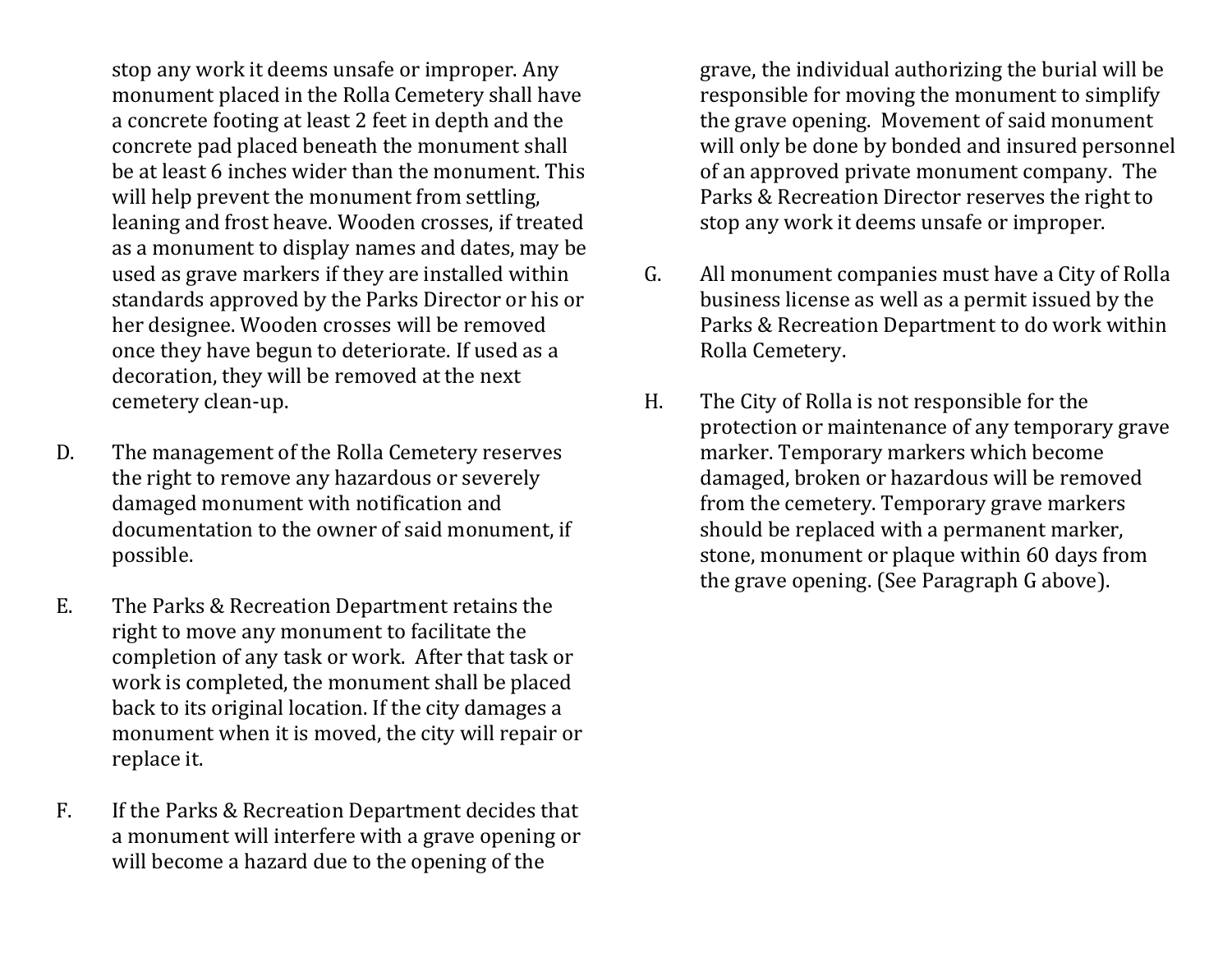stop any work it deems unsafe or improper. Any monument placed in the Rolla Cemetery shall have a concrete footing at least 2 feet in depth and the concrete pad placed beneath the monument shall be at least 6 inches wider than the monument. This will help prevent the monument from settling, leaning and frost heave. Wooden crosses, if treated as a monument to display names and dates, may be used as grave markers if they are installed within standards approved by the Parks Director or his or her designee. Wooden crosses will be removed once they have begun to deteriorate. If used as a decoration, they will be removed at the next cemetery clean-up.

D. The management of the Rolla Cemetery reserves the right to remove any hazardous or severely damaged monument with notification and documentation to the owner of said monument, if possible.

E. The Parks & Recreation Department retains the right to move any monument to facilitate the completion of any task or work. After that task or work is completed, the monument shall be placed back to its original location. If the city damages a monument when it is moved, the city will repair or replace it.

F. If the Parks & Recreation Department decides that a monument will interfere with a grave opening or will become a hazard due to the opening of the grave, the individual authorizing the burial will be responsible for moving the monument to simplify the grave opening. Movement of said monument will only be done by bonded and insured personnel of an approved private monument company. The Parks & Recreation Director reserves the right to stop any work it deems unsafe or improper.

G. All monument companies must have a City of Rolla business license as well as a permit issued by the Parks & Recreation Department to do work within Rolla Cemetery.

H. The City of Rolla is not responsible for the protection or maintenance of any temporary grave marker. Temporary markers which become damaged, broken or hazardous will be removed from the cemetery. Temporary grave markers should be replaced with a permanent marker, stone, monument or plaque within 60 days from the grave opening. (See Paragraph G above).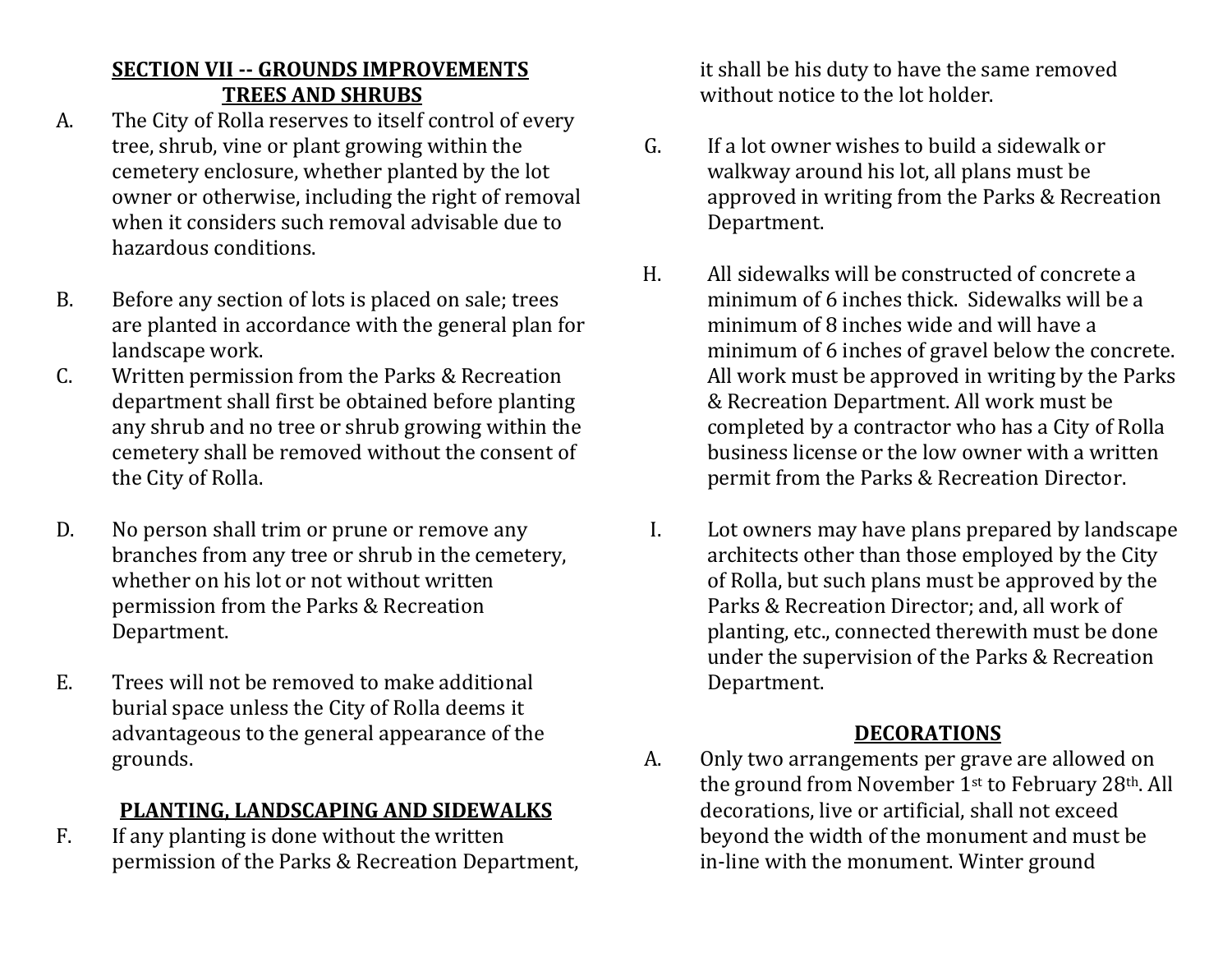## SECTION VII -- GROUNDS IMPROVEMENTS

### TREES AND SHRUBS

A. The City of Rolla reserves to itself control of every tree, shrub, vine or plant growing within the cemetery enclosure, whether planted by the lot owner or otherwise, including the right of removal when it considers such removal advisable due to hazardous conditions.

B. Before any section of lots is placed on sale; trees are planted in accordance with the general plan for landscape work.

C. Written permission from the Parks & Recreation department shall first be obtained before planting any shrub and no tree or shrub growing within the cemetery shall be removed without the consent of the City of Rolla.

D. No person shall trim or prune or remove any branches from any tree or shrub in the cemetery, whether on his lot or not without written permission from the Parks & Recreation Department.

E. Trees will not be removed to make additional burial space unless the City of Rolla deems it advantageous to the general appearance of the grounds.

### PLANTING, LANDSCAPING AND SIDEWALKS

F. If any planting is done without the written permission of the Parks & Recreation Department, it shall be his duty to have the same removed without notice to the lot holder.

G. If a lot owner wishes to build a sidewalk or walkway around his lot, all plans must be approved in writing from the Parks & Recreation Department.

H. All sidewalks will be constructed of concrete a minimum of 6 inches thick. Sidewalks will be a minimum of 8 inches wide and will have a minimum of 6 inches of gravel below the concrete. All work must be approved in writing by the Parks & Recreation Department. All work must be completed by a contractor who has a City of Rolla business license or the low owner with a written permit from the Parks & Recreation Director.

I. Lot owners may have plans prepared by landscape architects other than those employed by the City of Rolla, but such plans must be approved by the Parks & Recreation Director; and, all work of planting, etc., connected therewith must be done under the supervision of the Parks & Recreation Department.

### DECORATIONS

A. Only two arrangements per grave are allowed on the ground from November 1st to February 28th. All decorations, live or artificial, shall not exceed beyond the width of the monument and must be in-line with the monument. Winter ground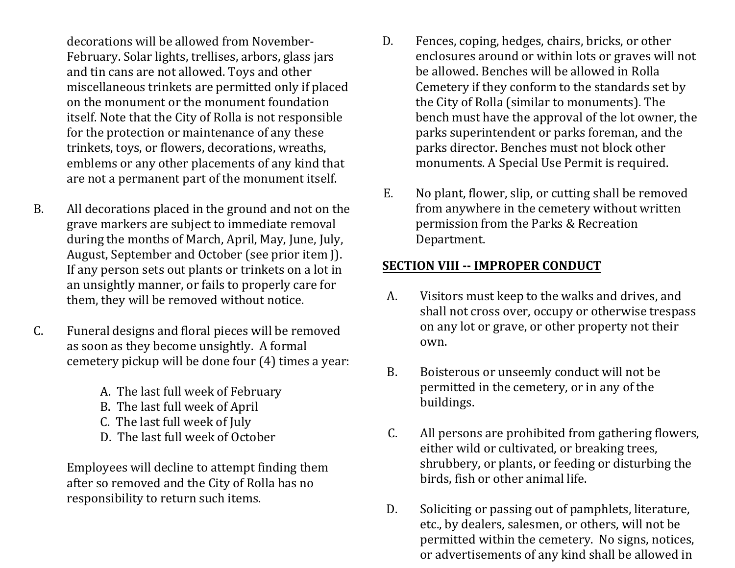decorations will be allowed from November-February. Solar lights, trellises, arbors, glass jars and tin cans are not allowed. Toys and other miscellaneous trinkets are permitted only if placed on the monument or the monument foundation itself. Note that the City of Rolla is not responsible for the protection or maintenance of any these trinkets, toys, or flowers, decorations, wreaths, emblems or any other placements of any kind that are not a permanent part of the monument itself.

B. All decorations placed in the ground and not on the grave markers are subject to immediate removal during the months of March, April, May, June, July, August, September and October (see prior item J). If any person sets out plants or trinkets on a lot in an unsightly manner, or fails to properly care for them, they will be removed without notice.

C. Funeral designs and floral pieces will be removed as soon as they become unsightly. A formal cemetery pickup will be done four (4) times a year:

    A. The last full week of February
    B. The last full week of April
    C. The last full week of July
    D. The last full week of October

   Employees will decline to attempt finding them after so removed and the City of Rolla has no responsibility to return such items.

D. Fences, coping, hedges, chairs, bricks, or other enclosures around or within lots or graves will not be allowed. Benches will be allowed in Rolla Cemetery if they conform to the standards set by the City of Rolla (similar to monuments). The bench must have the approval of the lot owner, the parks superintendent or parks foreman, and the parks director. Benches must not block other monuments. A Special Use Permit is required.

E. No plant, flower, slip, or cutting shall be removed from anywhere in the cemetery without written permission from the Parks & Recreation Department.

## SECTION VIII -- IMPROPER CONDUCT

A. Visitors must keep to the walks and drives, and shall not cross over, occupy or otherwise trespass on any lot or grave, or other property not their own.

B. Boisterous or unseemly conduct will not be permitted in the cemetery, or in any of the buildings.

C. All persons are prohibited from gathering flowers, either wild or cultivated, or breaking trees, shrubbery, or plants, or feeding or disturbing the birds, fish or other animal life.

D. Soliciting or passing out of pamphlets, literature, etc., by dealers, salesmen, or others, will not be permitted within the cemetery. No signs, notices, or advertisements of any kind shall be allowed in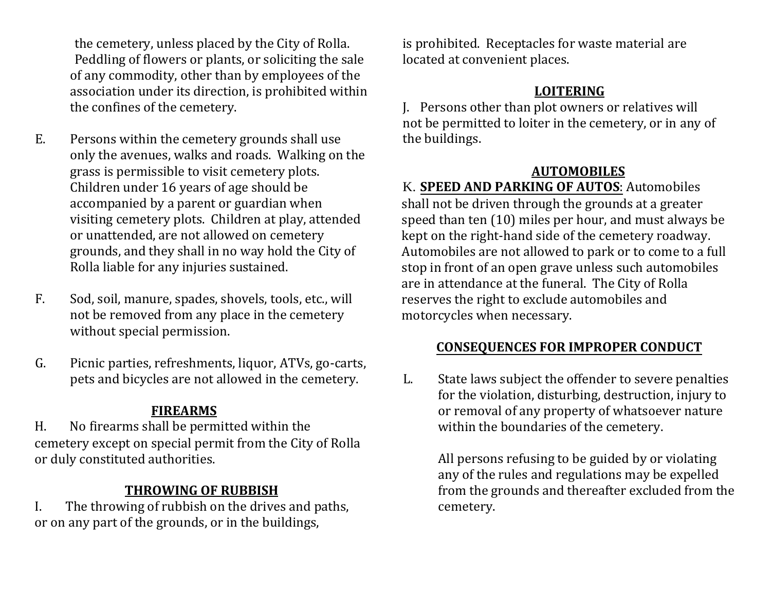the cemetery, unless placed by the City of Rolla. Peddling of flowers or plants, or soliciting the sale of any commodity, other than by employees of the association under its direction, is prohibited within the confines of the cemetery.

E. Persons within the cemetery grounds shall use only the avenues, walks and roads. Walking on the grass is permissible to visit cemetery plots. Children under 16 years of age should be accompanied by a parent or guardian when visiting cemetery plots. Children at play, attended or unattended, are not allowed on cemetery grounds, and they shall in no way hold the City of Rolla liable for any injuries sustained.

F. Sod, soil, manure, spades, shovels, tools, etc., will not be removed from any place in the cemetery without special permission.

G. Picnic parties, refreshments, liquor, ATVs, go-carts, pets and bicycles are not allowed in the cemetery.

## FIREARMS

H. No firearms shall be permitted within the cemetery except on special permit from the City of Rolla or duly constituted authorities.

## THROWING OF RUBBISH

I. The throwing of rubbish on the drives and paths, or on any part of the grounds, or in the buildings, is prohibited. Receptacles for waste material are located at convenient places.

## LOITERING

J. Persons other than plot owners or relatives will not be permitted to loiter in the cemetery, or in any of the buildings.

## AUTOMOBILES

K. **SPEED AND PARKING OF AUTOS**: Automobiles shall not be driven through the grounds at a greater speed than ten (10) miles per hour, and must always be kept on the right-hand side of the cemetery roadway. Automobiles are not allowed to park or to come to a full stop in front of an open grave unless such automobiles are in attendance at the funeral. The City of Rolla reserves the right to exclude automobiles and motorcycles when necessary.

## CONSEQUENCES FOR IMPROPER CONDUCT

L. State laws subject the offender to severe penalties for the violation, disturbing, destruction, injury to or removal of any property of whatsoever nature within the boundaries of the cemetery.

All persons refusing to be guided by or violating any of the rules and regulations may be expelled from the grounds and thereafter excluded from the cemetery.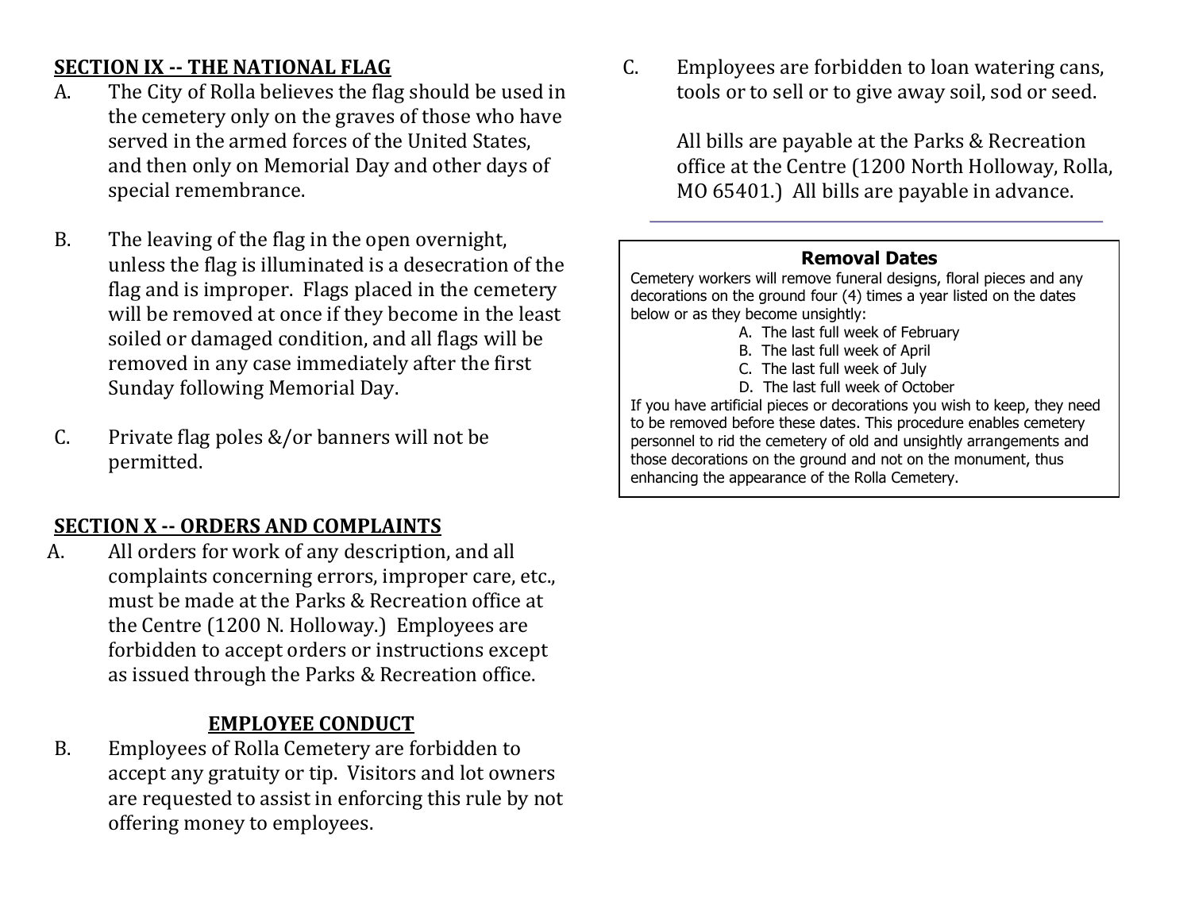## SECTION IX -- THE NATIONAL FLAG

A. The City of Rolla believes the flag should be used in the cemetery only on the graves of those who have served in the armed forces of the United States, and then only on Memorial Day and other days of special remembrance.

B. The leaving of the flag in the open overnight, unless the flag is illuminated is a desecration of the flag and is improper. Flags placed in the cemetery will be removed at once if they become in the least soiled or damaged condition, and all flags will be removed in any case immediately after the first Sunday following Memorial Day.

C. Private flag poles &/or banners will not be permitted.

## SECTION X -- ORDERS AND COMPLAINTS

A. All orders for work of any description, and all complaints concerning errors, improper care, etc., must be made at the Parks & Recreation office at the Centre (1200 N. Holloway.) Employees are forbidden to accept orders or instructions except as issued through the Parks & Recreation office.

### EMPLOYEE CONDUCT

B. Employees of Rolla Cemetery are forbidden to accept any gratuity or tip. Visitors and lot owners are requested to assist in enforcing this rule by not offering money to employees.

C. Employees are forbidden to loan watering cans, tools or to sell or to give away soil, sod or seed.

All bills are payable at the Parks & Recreation office at the Centre (1200 North Holloway, Rolla, MO 65401.) All bills are payable in advance.

---

**Removal Dates**

Cemetery workers will remove funeral designs, floral pieces and any decorations on the ground four (4) times a year listed on the dates below or as they become unsightly:

A. The last full week of February
B. The last full week of April
C. The last full week of July
D. The last full week of October

If you have artificial pieces or decorations you wish to keep, they need to be removed before these dates. This procedure enables cemetery personnel to rid the cemetery of old and unsightly arrangements and those decorations on the ground and not on the monument, thus enhancing the appearance of the Rolla Cemetery.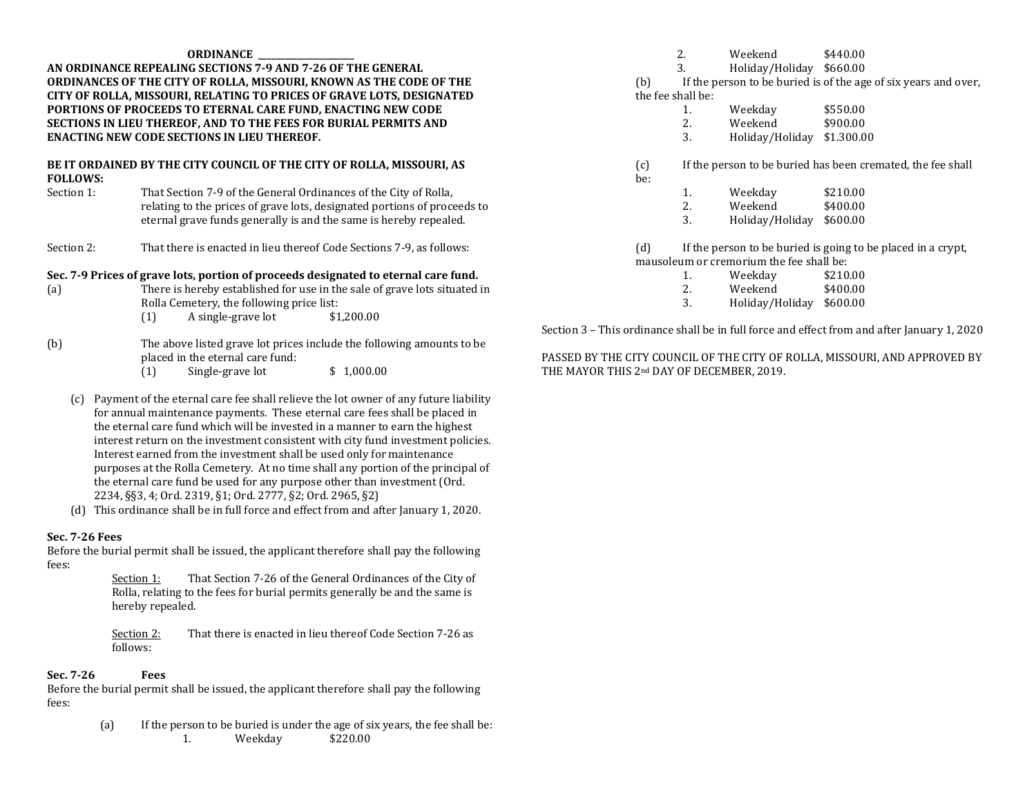**ORDINANCE \_\_\_\_\_\_\_\_\_\_\_\_\_\_\_\_\_\_\_\_\_\_\_**

**AN ORDINANCE REPEALING SECTIONS 7-9 AND 7-26 OF THE GENERAL ORDINANCES OF THE CITY OF ROLLA, MISSOURI, KNOWN AS THE CODE OF THE CITY OF ROLLA, MISSOURI, RELATING TO PRICES OF GRAVE LOTS, DESIGNATED PORTIONS OF PROCEEDS TO ETERNAL CARE FUND, ENACTING NEW CODE SECTIONS IN LIEU THEREOF, AND TO THE FEES FOR BURIAL PERMITS AND ENACTING NEW CODE SECTIONS IN LIEU THEREOF.**

**BE IT ORDAINED BY THE CITY COUNCIL OF THE CITY OF ROLLA, MISSOURI, AS FOLLOWS:**

Section 1: That Section 7-9 of the General Ordinances of the City of Rolla, relating to the prices of grave lots, designated portions of proceeds to eternal grave funds generally is and the same is hereby repealed.

Section 2: That there is enacted in lieu thereof Code Sections 7-9, as follows:

**Sec. 7-9 Prices of grave lots, portion of proceeds designated to eternal care fund.**

(a) There is hereby established for use in the sale of grave lots situated in Rolla Cemetery, the following price list:

(1) A single-grave lot $1,200.00

(b) The above listed grave lot prices include the following amounts to be placed in the eternal care fund:

(1) Single-grave lot $ 1,000.00

(c) Payment of the eternal care fee shall relieve the lot owner of any future liability for annual maintenance payments. These eternal care fees shall be placed in the eternal care fund which will be invested in a manner to earn the highest interest return on the investment consistent with city fund investment policies. Interest earned from the investment shall be used only for maintenance purposes at the Rolla Cemetery. At no time shall any portion of the principal of the eternal care fund be used for any purpose other than investment (Ord. 2234, §§3, 4; Ord. 2319, §1; Ord. 2777, §2; Ord. 2965, §2)

(d) This ordinance shall be in full force and effect from and after January 1, 2020.

**Sec. 7-26 Fees**

Before the burial permit shall be issued, the applicant therefore shall pay the following fees:

Section 1: That Section 7-26 of the General Ordinances of the City of Rolla, relating to the fees for burial permits generally be and the same is hereby repealed.

Section 2: That there is enacted in lieu thereof Code Section 7-26 as follows:

**Sec. 7-26 Fees**

Before the burial permit shall be issued, the applicant therefore shall pay the following fees:

(a) If the person to be buried is under the age of six years, the fee shall be:

1. Weekday $220.00
2. Weekend $440.00
3. Holiday/Holiday $660.00

(b) If the person to be buried is of the age of six years and over, the fee shall be:

1. Weekday $550.00
2. Weekend $900.00
3. Holiday/Holiday $1.300.00

(c) If the person to be buried has been cremated, the fee shall be:

1. Weekday $210.00
2. Weekend $400.00
3. Holiday/Holiday $600.00

(d) If the person to be buried is going to be placed in a crypt, mausoleum or cremorium the fee shall be:

1. Weekday $210.00
2. Weekend $400.00
3. Holiday/Holiday $600.00

Section 3 – This ordinance shall be in full force and effect from and after January 1, 2020

PASSED BY THE CITY COUNCIL OF THE CITY OF ROLLA, MISSOURI, AND APPROVED BY THE MAYOR THIS 2nd DAY OF DECEMBER, 2019.